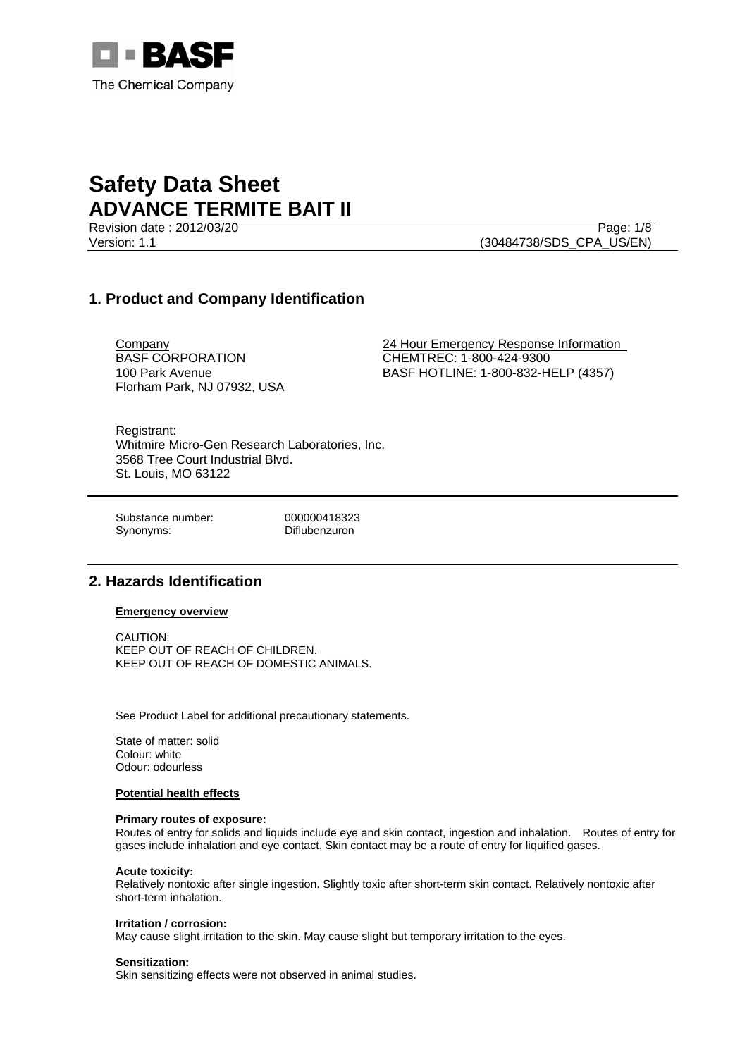# Safety Data Sheet

# ADVANCE TERMITE BAIT II

Revision date : 2012/03/20

Version: 1.1 (30484738/SDS_CPA_US/EN)

## 1. Product and Company Identification

Company
BASF CORPORATION
100 Park Avenue
Florham Park, NJ 07932, USA

24 Hour Emergency Response Information
CHEMTREC: 1-800-424-9300
BASF HOTLINE: 1-800-832-HELP (4357)

Registrant:
Whitmire Micro-Gen Research Laboratories, Inc.
3568 Tree Court Industrial Blvd.
St. Louis, MO 63122

Substance number: 000000418323
Synonyms: Diflubenzuron

## 2. Hazards Identification

### Emergency overview

CAUTION:
KEEP OUT OF REACH OF CHILDREN.
KEEP OUT OF REACH OF DOMESTIC ANIMALS.

See Product Label for additional precautionary statements.

State of matter: solid
Colour: white
Odour: odourless

### Potential health effects

**Primary routes of exposure:**
Routes of entry for solids and liquids include eye and skin contact, ingestion and inhalation. Routes of entry for gases include inhalation and eye contact. Skin contact may be a route of entry for liquified gases.

**Acute toxicity:**
Relatively nontoxic after single ingestion. Slightly toxic after short-term skin contact. Relatively nontoxic after short-term inhalation.

**Irritation / corrosion:**
May cause slight irritation to the skin. May cause slight but temporary irritation to the eyes.

**Sensitization:**
Skin sensitizing effects were not observed in animal studies.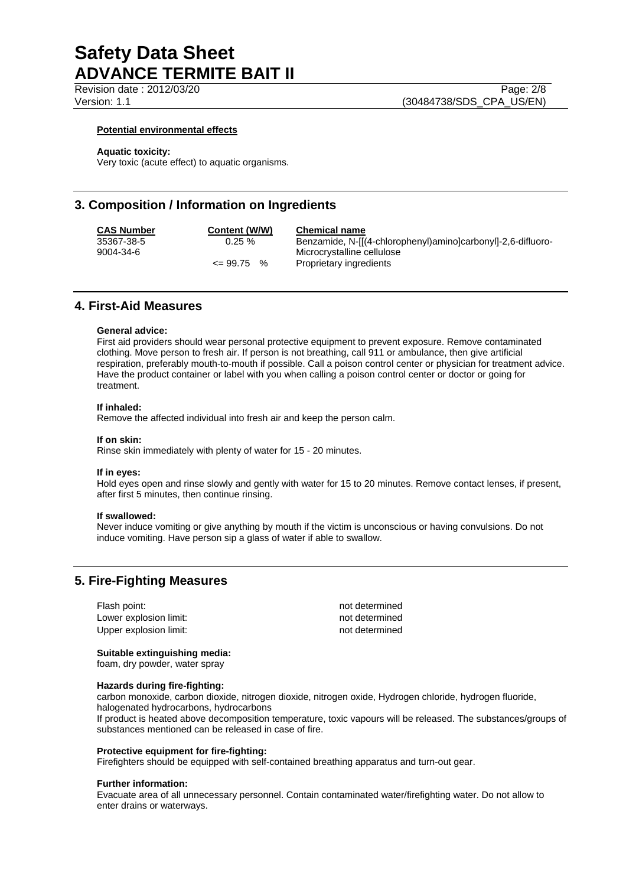**Potential environmental effects**

**Aquatic toxicity:**
Very toxic (acute effect) to aquatic organisms.

## 3. Composition / Information on Ingredients

| CAS Number | Content (W/W) | Chemical name |
|---|---|---|
| 35367-38-5 | 0.25 % | Benzamide, N-[[(4-chlorophenyl)amino]carbonyl]-2,6-difluoro- |
| 9004-34-6 | | Microcrystalline cellulose |
| | <= 99.75 % | Proprietary ingredients |

## 4. First-Aid Measures

**General advice:**
First aid providers should wear personal protective equipment to prevent exposure. Remove contaminated clothing. Move person to fresh air. If person is not breathing, call 911 or ambulance, then give artificial respiration, preferably mouth-to-mouth if possible. Call a poison control center or physician for treatment advice. Have the product container or label with you when calling a poison control center or doctor or going for treatment.

**If inhaled:**
Remove the affected individual into fresh air and keep the person calm.

**If on skin:**
Rinse skin immediately with plenty of water for 15 - 20 minutes.

**If in eyes:**
Hold eyes open and rinse slowly and gently with water for 15 to 20 minutes. Remove contact lenses, if present, after first 5 minutes, then continue rinsing.

**If swallowed:**
Never induce vomiting or give anything by mouth if the victim is unconscious or having convulsions. Do not induce vomiting. Have person sip a glass of water if able to swallow.

## 5. Fire-Fighting Measures

| | |
|---|---|
| Flash point: | not determined |
| Lower explosion limit: | not determined |
| Upper explosion limit: | not determined |

**Suitable extinguishing media:**
foam, dry powder, water spray

**Hazards during fire-fighting:**
carbon monoxide, carbon dioxide, nitrogen dioxide, nitrogen oxide, Hydrogen chloride, hydrogen fluoride, halogenated hydrocarbons, hydrocarbons
If product is heated above decomposition temperature, toxic vapours will be released. The substances/groups of substances mentioned can be released in case of fire.

**Protective equipment for fire-fighting:**
Firefighters should be equipped with self-contained breathing apparatus and turn-out gear.

**Further information:**
Evacuate area of all unnecessary personnel. Contain contaminated water/firefighting water. Do not allow to enter drains or waterways.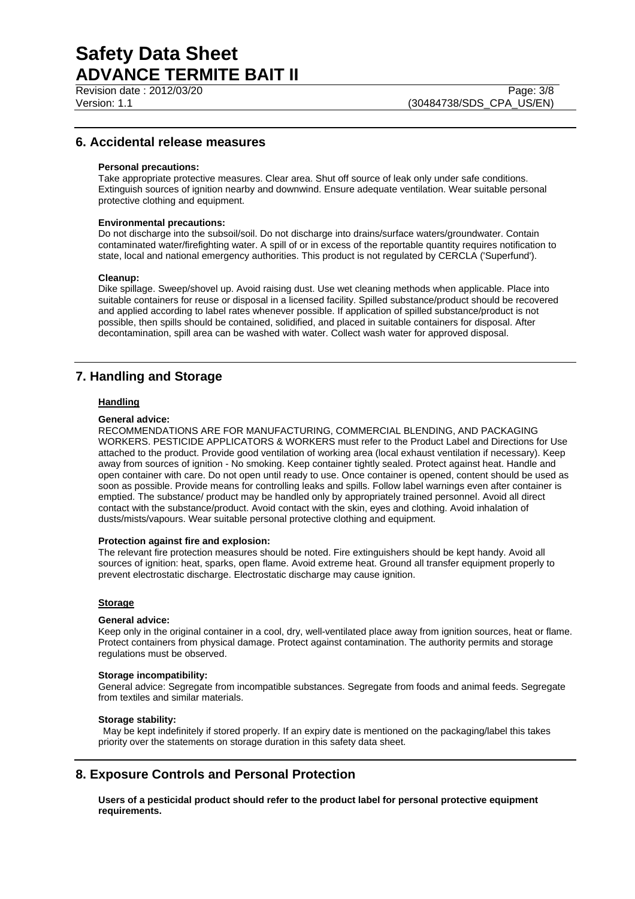## 6. Accidental release measures

**Personal precautions:**
Take appropriate protective measures. Clear area. Shut off source of leak only under safe conditions. Extinguish sources of ignition nearby and downwind. Ensure adequate ventilation. Wear suitable personal protective clothing and equipment.

**Environmental precautions:**
Do not discharge into the subsoil/soil. Do not discharge into drains/surface waters/groundwater. Contain contaminated water/firefighting water. A spill of or in excess of the reportable quantity requires notification to state, local and national emergency authorities. This product is not regulated by CERCLA ('Superfund').

**Cleanup:**
Dike spillage. Sweep/shovel up. Avoid raising dust. Use wet cleaning methods when applicable. Place into suitable containers for reuse or disposal in a licensed facility. Spilled substance/product should be recovered and applied according to label rates whenever possible. If application of spilled substance/product is not possible, then spills should be contained, solidified, and placed in suitable containers for disposal. After decontamination, spill area can be washed with water. Collect wash water for approved disposal.

## 7. Handling and Storage

### Handling

**General advice:**
RECOMMENDATIONS ARE FOR MANUFACTURING, COMMERCIAL BLENDING, AND PACKAGING WORKERS. PESTICIDE APPLICATORS & WORKERS must refer to the Product Label and Directions for Use attached to the product. Provide good ventilation of working area (local exhaust ventilation if necessary). Keep away from sources of ignition - No smoking. Keep container tightly sealed. Protect against heat. Handle and open container with care. Do not open until ready to use. Once container is opened, content should be used as soon as possible. Provide means for controlling leaks and spills. Follow label warnings even after container is emptied. The substance/ product may be handled only by appropriately trained personnel. Avoid all direct contact with the substance/product. Avoid contact with the skin, eyes and clothing. Avoid inhalation of dusts/mists/vapours. Wear suitable personal protective clothing and equipment.

**Protection against fire and explosion:**
The relevant fire protection measures should be noted. Fire extinguishers should be kept handy. Avoid all sources of ignition: heat, sparks, open flame. Avoid extreme heat. Ground all transfer equipment properly to prevent electrostatic discharge. Electrostatic discharge may cause ignition.

### Storage

**General advice:**
Keep only in the original container in a cool, dry, well-ventilated place away from ignition sources, heat or flame. Protect containers from physical damage. Protect against contamination. The authority permits and storage regulations must be observed.

**Storage incompatibility:**
General advice: Segregate from incompatible substances. Segregate from foods and animal feeds. Segregate from textiles and similar materials.

**Storage stability:**
May be kept indefinitely if stored properly. If an expiry date is mentioned on the packaging/label this takes priority over the statements on storage duration in this safety data sheet.

## 8. Exposure Controls and Personal Protection

**Users of a pesticidal product should refer to the product label for personal protective equipment requirements.**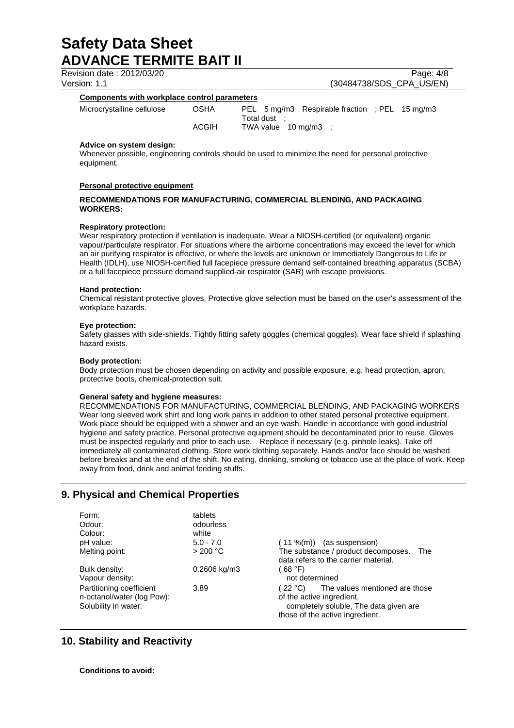**Components with workplace control parameters**

| | | |
|---|---|---|
| Microcrystalline cellulose | OSHA | PEL 5 mg/m3 Respirable fraction ; PEL 15 mg/m3 Total dust ; |
| | ACGIH | TWA value 10 mg/m3 ; |

**Advice on system design:**
Whenever possible, engineering controls should be used to minimize the need for personal protective equipment.

**Personal protective equipment**

**RECOMMENDATIONS FOR MANUFACTURING, COMMERCIAL BLENDING, AND PACKAGING WORKERS:**

**Respiratory protection:**
Wear respiratory protection if ventilation is inadequate. Wear a NIOSH-certified (or equivalent) organic vapour/particulate respirator. For situations where the airborne concentrations may exceed the level for which an air purifying respirator is effective, or where the levels are unknown or Immediately Dangerous to Life or Health (IDLH), use NIOSH-certified full facepiece pressure demand self-contained breathing apparatus (SCBA) or a full facepiece pressure demand supplied-air respirator (SAR) with escape provisions.

**Hand protection:**
Chemical resistant protective gloves, Protective glove selection must be based on the user's assessment of the workplace hazards.

**Eye protection:**
Safety glasses with side-shields. Tightly fitting safety goggles (chemical goggles). Wear face shield if splashing hazard exists.

**Body protection:**
Body protection must be chosen depending on activity and possible exposure, e.g. head protection, apron, protective boots, chemical-protection suit.

**General safety and hygiene measures:**
RECOMMENDATIONS FOR MANUFACTURING, COMMERCIAL BLENDING, AND PACKAGING WORKERS
Wear long sleeved work shirt and long work pants in addition to other stated personal protective equipment. Work place should be equipped with a shower and an eye wash. Handle in accordance with good industrial hygiene and safety practice. Personal protective equipment should be decontaminated prior to reuse. Gloves must be inspected regularly and prior to each use. Replace if necessary (e.g. pinhole leaks). Take off immediately all contaminated clothing. Store work clothing separately. Hands and/or face should be washed before breaks and at the end of the shift. No eating, drinking, smoking or tobacco use at the place of work. Keep away from food, drink and animal feeding stuffs.

## 9. Physical and Chemical Properties

| | | |
|---|---|---|
| Form: | tablets | |
| Odour: | odourless | |
| Colour: | white | |
| pH value: | 5.0 - 7.0 | ( 11 %(m)) (as suspension) |
| Melting point: | > 200 °C | The substance / product decomposes. The data refers to the carrier material. |
| Bulk density: | 0.2606 kg/m3 | ( 68 °F) |
| Vapour density: | | not determined |
| Partitioning coefficient n-octanol/water (log Pow): | 3.89 | ( 22 °C) The values mentioned are those of the active ingredient. |
| Solubility in water: | | completely soluble, The data given are those of the active ingredient. |

## 10. Stability and Reactivity

**Conditions to avoid:**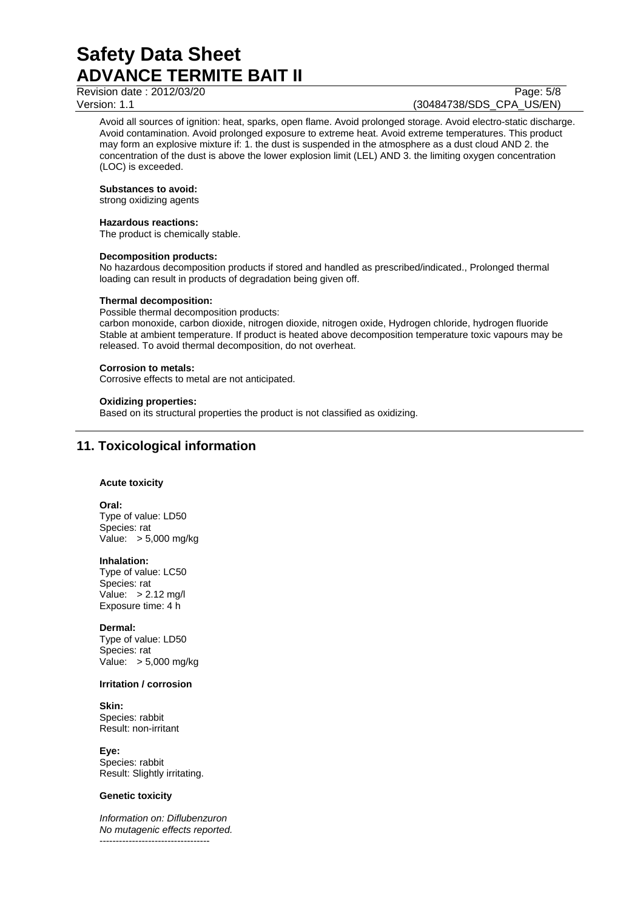Avoid all sources of ignition: heat, sparks, open flame. Avoid prolonged storage. Avoid electro-static discharge. Avoid contamination. Avoid prolonged exposure to extreme heat. Avoid extreme temperatures. This product may form an explosive mixture if: 1. the dust is suspended in the atmosphere as a dust cloud AND 2. the concentration of the dust is above the lower explosion limit (LEL) AND 3. the limiting oxygen concentration (LOC) is exceeded.

**Substances to avoid:**
strong oxidizing agents

**Hazardous reactions:**
The product is chemically stable.

**Decomposition products:**
No hazardous decomposition products if stored and handled as prescribed/indicated., Prolonged thermal loading can result in products of degradation being given off.

**Thermal decomposition:**
Possible thermal decomposition products:
carbon monoxide, carbon dioxide, nitrogen dioxide, nitrogen oxide, Hydrogen chloride, hydrogen fluoride
Stable at ambient temperature. If product is heated above decomposition temperature toxic vapours may be released. To avoid thermal decomposition, do not overheat.

**Corrosion to metals:**
Corrosive effects to metal are not anticipated.

**Oxidizing properties:**
Based on its structural properties the product is not classified as oxidizing.

## 11. Toxicological information

**Acute toxicity**

**Oral:**
Type of value: LD50
Species: rat
Value: > 5,000 mg/kg

**Inhalation:**
Type of value: LC50
Species: rat
Value: > 2.12 mg/l
Exposure time: 4 h

**Dermal:**
Type of value: LD50
Species: rat
Value: > 5,000 mg/kg

**Irritation / corrosion**

**Skin:**
Species: rabbit
Result: non-irritant

**Eye:**
Species: rabbit
Result: Slightly irritating.

**Genetic toxicity**

*Information on: Diflubenzuron*
*No mutagenic effects reported.*
----------------------------------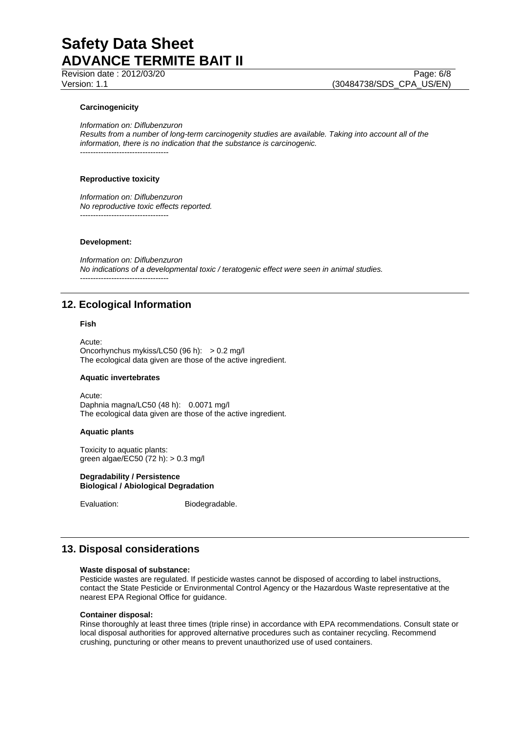**Carcinogenicity**

*Information on: Diflubenzuron*
*Results from a number of long-term carcinogenity studies are available. Taking into account all of the information, there is no indication that the substance is carcinogenic.*
----------------------------------

**Reproductive toxicity**

*Information on: Diflubenzuron*
*No reproductive toxic effects reported.*
----------------------------------

**Development:**

*Information on: Diflubenzuron*
*No indications of a developmental toxic / teratogenic effect were seen in animal studies.*
----------------------------------

## 12. Ecological Information

**Fish**

Acute:
Oncorhynchus mykiss/LC50 (96 h): > 0.2 mg/l
The ecological data given are those of the active ingredient.

**Aquatic invertebrates**

Acute:
Daphnia magna/LC50 (48 h): 0.0071 mg/l
The ecological data given are those of the active ingredient.

**Aquatic plants**

Toxicity to aquatic plants:
green algae/EC50 (72 h): > 0.3 mg/l

**Degradability / Persistence**
**Biological / Abiological Degradation**

Evaluation: Biodegradable.

## 13. Disposal considerations

**Waste disposal of substance:**
Pesticide wastes are regulated. If pesticide wastes cannot be disposed of according to label instructions, contact the State Pesticide or Environmental Control Agency or the Hazardous Waste representative at the nearest EPA Regional Office for guidance.

**Container disposal:**
Rinse thoroughly at least three times (triple rinse) in accordance with EPA recommendations. Consult state or local disposal authorities for approved alternative procedures such as container recycling. Recommend crushing, puncturing or other means to prevent unauthorized use of used containers.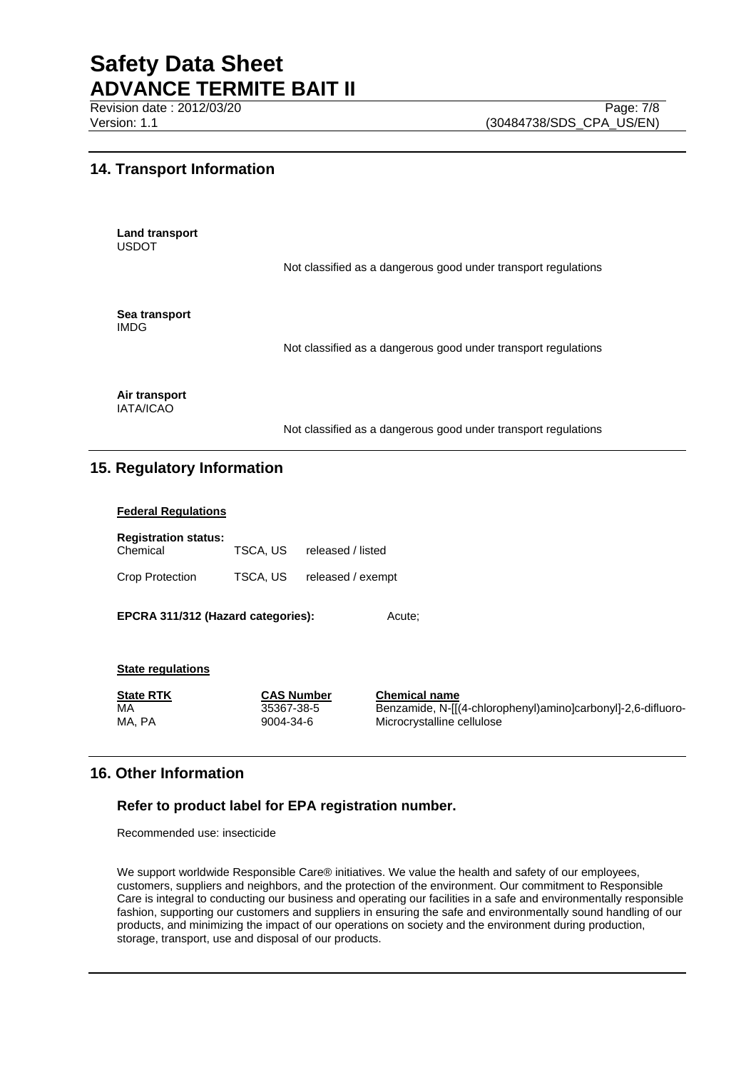## 14. Transport Information

**Land transport**
USDOT

Not classified as a dangerous good under transport regulations

**Sea transport**
IMDG

Not classified as a dangerous good under transport regulations

**Air transport**
IATA/ICAO

Not classified as a dangerous good under transport regulations

## 15. Regulatory Information

**Federal Regulations**

**Registration status:**

| | | |
|---|---|---|
| Chemical | TSCA, US | released / listed |
| Crop Protection | TSCA, US | released / exempt |

**EPCRA 311/312 (Hazard categories):** Acute;

**State regulations**

| State RTK | CAS Number | Chemical name |
|---|---|---|
| MA | 35367-38-5 | Benzamide, N-[[(4-chlorophenyl)amino]carbonyl]-2,6-difluoro- |
| MA, PA | 9004-34-6 | Microcrystalline cellulose |

## 16. Other Information

### Refer to product label for EPA registration number.

Recommended use: insecticide

We support worldwide Responsible Care® initiatives. We value the health and safety of our employees, customers, suppliers and neighbors, and the protection of the environment. Our commitment to Responsible Care is integral to conducting our business and operating our facilities in a safe and environmentally responsible fashion, supporting our customers and suppliers in ensuring the safe and environmentally sound handling of our products, and minimizing the impact of our operations on society and the environment during production, storage, transport, use and disposal of our products.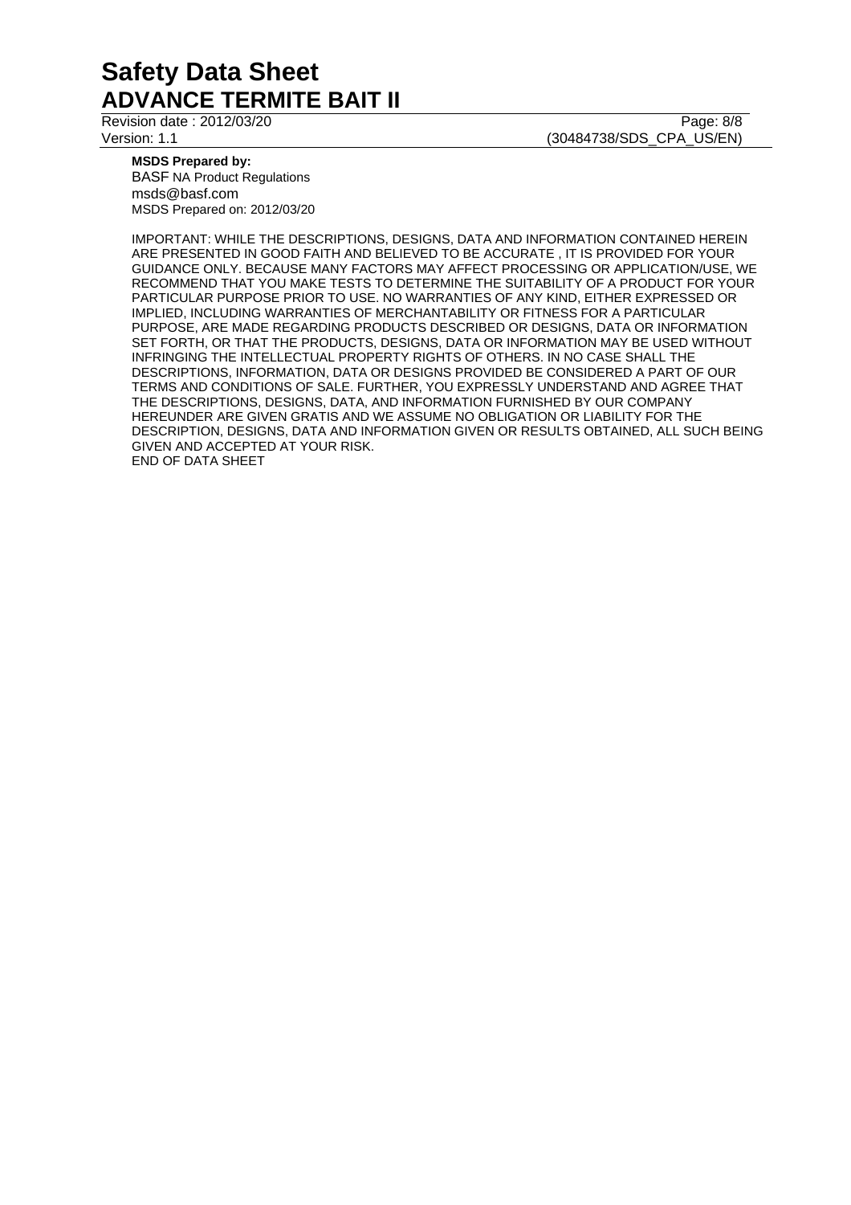**MSDS Prepared by:**
BASF NA Product Regulations
msds@basf.com
MSDS Prepared on: 2012/03/20

IMPORTANT: WHILE THE DESCRIPTIONS, DESIGNS, DATA AND INFORMATION CONTAINED HEREIN ARE PRESENTED IN GOOD FAITH AND BELIEVED TO BE ACCURATE , IT IS PROVIDED FOR YOUR GUIDANCE ONLY. BECAUSE MANY FACTORS MAY AFFECT PROCESSING OR APPLICATION/USE, WE RECOMMEND THAT YOU MAKE TESTS TO DETERMINE THE SUITABILITY OF A PRODUCT FOR YOUR PARTICULAR PURPOSE PRIOR TO USE. NO WARRANTIES OF ANY KIND, EITHER EXPRESSED OR IMPLIED, INCLUDING WARRANTIES OF MERCHANTABILITY OR FITNESS FOR A PARTICULAR PURPOSE, ARE MADE REGARDING PRODUCTS DESCRIBED OR DESIGNS, DATA OR INFORMATION SET FORTH, OR THAT THE PRODUCTS, DESIGNS, DATA OR INFORMATION MAY BE USED WITHOUT INFRINGING THE INTELLECTUAL PROPERTY RIGHTS OF OTHERS. IN NO CASE SHALL THE DESCRIPTIONS, INFORMATION, DATA OR DESIGNS PROVIDED BE CONSIDERED A PART OF OUR TERMS AND CONDITIONS OF SALE. FURTHER, YOU EXPRESSLY UNDERSTAND AND AGREE THAT THE DESCRIPTIONS, DESIGNS, DATA, AND INFORMATION FURNISHED BY OUR COMPANY HEREUNDER ARE GIVEN GRATIS AND WE ASSUME NO OBLIGATION OR LIABILITY FOR THE DESCRIPTION, DESIGNS, DATA AND INFORMATION GIVEN OR RESULTS OBTAINED, ALL SUCH BEING GIVEN AND ACCEPTED AT YOUR RISK.
END OF DATA SHEET